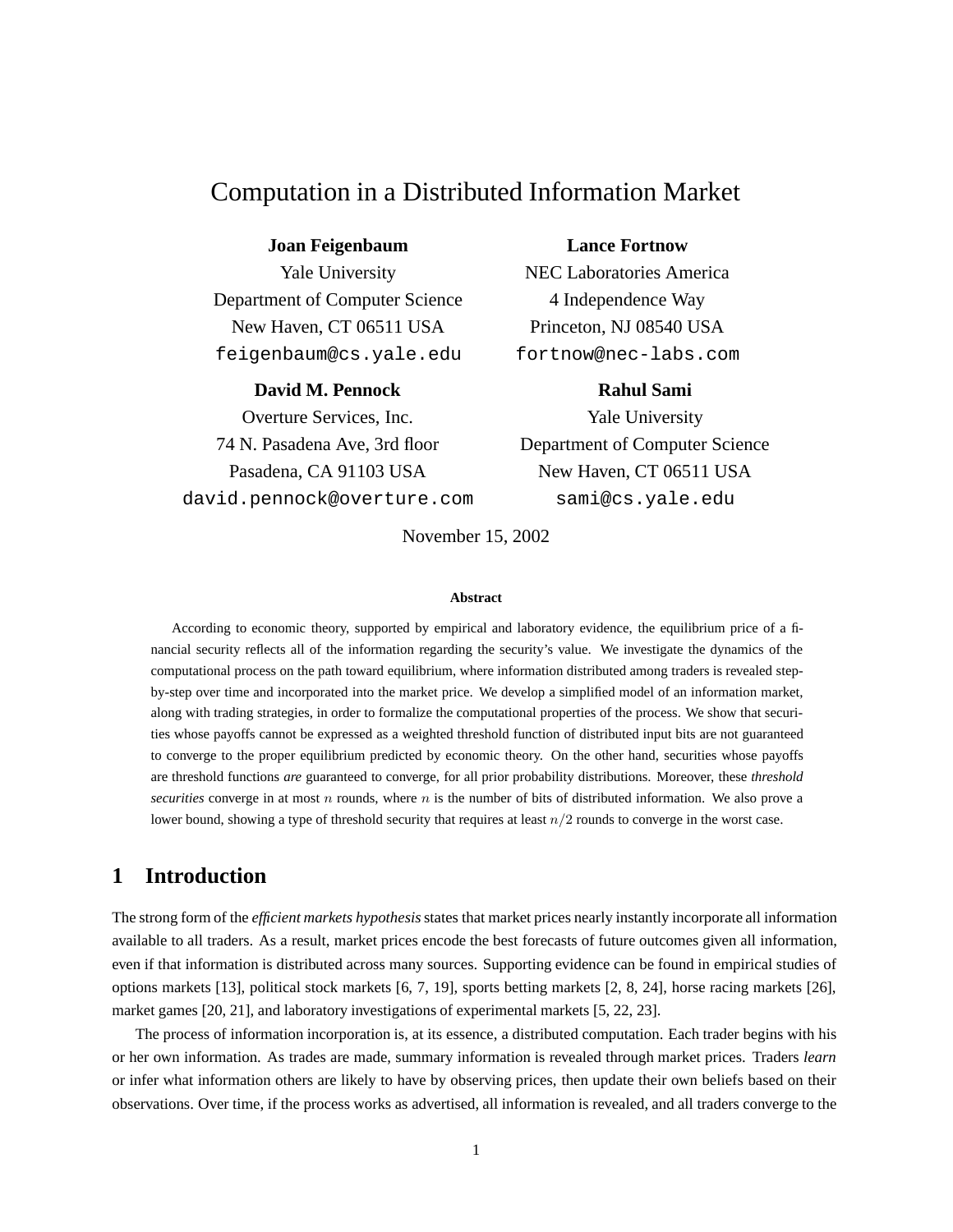# Computation in a Distributed Information Market

**Joan Feigenbaum**
Yale University
Department of Computer Science
New Haven, CT 06511 USA
feigenbaum@cs.yale.edu

**Lance Fortnow**
NEC Laboratories America
4 Independence Way
Princeton, NJ 08540 USA
fortnow@nec-labs.com

**David M. Pennock**
Overture Services, Inc.
74 N. Pasadena Ave, 3rd floor
Pasadena, CA 91103 USA
david.pennock@overture.com

**Rahul Sami**
Yale University
Department of Computer Science
New Haven, CT 06511 USA
sami@cs.yale.edu

November 15, 2002

**Abstract**

According to economic theory, supported by empirical and laboratory evidence, the equilibrium price of a financial security reflects all of the information regarding the security's value. We investigate the dynamics of the computational process on the path toward equilibrium, where information distributed among traders is revealed step-by-step over time and incorporated into the market price. We develop a simplified model of an information market, along with trading strategies, in order to formalize the computational properties of the process. We show that securities whose payoffs cannot be expressed as a weighted threshold function of distributed input bits are not guaranteed to converge to the proper equilibrium predicted by economic theory. On the other hand, securities whose payoffs are threshold functions *are* guaranteed to converge, for all prior probability distributions. Moreover, these *threshold securities* converge in at most $n$ rounds, where $n$ is the number of bits of distributed information. We also prove a lower bound, showing a type of threshold security that requires at least $n/2$ rounds to converge in the worst case.

## 1 Introduction

The strong form of the *efficient markets hypothesis* states that market prices nearly instantly incorporate all information available to all traders. As a result, market prices encode the best forecasts of future outcomes given all information, even if that information is distributed across many sources. Supporting evidence can be found in empirical studies of options markets [13], political stock markets [6, 7, 19], sports betting markets [2, 8, 24], horse racing markets [26], market games [20, 21], and laboratory investigations of experimental markets [5, 22, 23].

The process of information incorporation is, at its essence, a distributed computation. Each trader begins with his or her own information. As trades are made, summary information is revealed through market prices. Traders *learn* or infer what information others are likely to have by observing prices, then update their own beliefs based on their observations. Over time, if the process works as advertised, all information is revealed, and all traders converge to the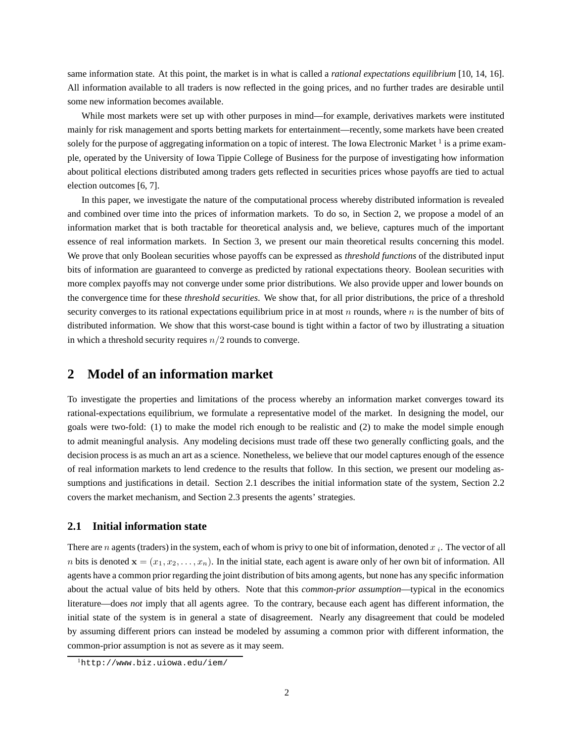same information state. At this point, the market is in what is called a *rational expectations equilibrium* [10, 14, 16]. All information available to all traders is now reflected in the going prices, and no further trades are desirable until some new information becomes available.

While most markets were set up with other purposes in mind—for example, derivatives markets were instituted mainly for risk management and sports betting markets for entertainment—recently, some markets have been created solely for the purpose of aggregating information on a topic of interest. The Iowa Electronic Market [1] is a prime example, operated by the University of Iowa Tippie College of Business for the purpose of investigating how information about political elections distributed among traders gets reflected in securities prices whose payoffs are tied to actual election outcomes [6, 7].

In this paper, we investigate the nature of the computational process whereby distributed information is revealed and combined over time into the prices of information markets. To do so, in Section 2, we propose a model of an information market that is both tractable for theoretical analysis and, we believe, captures much of the important essence of real information markets. In Section 3, we present our main theoretical results concerning this model. We prove that only Boolean securities whose payoffs can be expressed as *threshold functions* of the distributed input bits of information are guaranteed to converge as predicted by rational expectations theory. Boolean securities with more complex payoffs may not converge under some prior distributions. We also provide upper and lower bounds on the convergence time for these *threshold securities*. We show that, for all prior distributions, the price of a threshold security converges to its rational expectations equilibrium price in at most $n$ rounds, where $n$ is the number of bits of distributed information. We show that this worst-case bound is tight within a factor of two by illustrating a situation in which a threshold security requires $n/2$ rounds to converge.

# 2 Model of an information market

To investigate the properties and limitations of the process whereby an information market converges toward its rational-expectations equilibrium, we formulate a representative model of the market. In designing the model, our goals were two-fold: (1) to make the model rich enough to be realistic and (2) to make the model simple enough to admit meaningful analysis. Any modeling decisions must trade off these two generally conflicting goals, and the decision process is as much an art as a science. Nonetheless, we believe that our model captures enough of the essence of real information markets to lend credence to the results that follow. In this section, we present our modeling assumptions and justifications in detail. Section 2.1 describes the initial information state of the system, Section 2.2 covers the market mechanism, and Section 2.3 presents the agents' strategies.

## 2.1 Initial information state

There are $n$ agents (traders) in the system, each of whom is privy to one bit of information, denoted $x_i$. The vector of all $n$ bits is denoted $\mathbf{x} = (x_1, x_2, \ldots, x_n)$. In the initial state, each agent is aware only of her own bit of information. All agents have a common prior regarding the joint distribution of bits among agents, but none has any specific information about the actual value of bits held by others. Note that this *common-prior assumption*—typical in the economics literature—does *not* imply that all agents agree. To the contrary, because each agent has different information, the initial state of the system is in general a state of disagreement. Nearly any disagreement that could be modeled by assuming different priors can instead be modeled by assuming a common prior with different information, the common-prior assumption is not as severe as it may seem.

[1] http://www.biz.uiowa.edu/iem/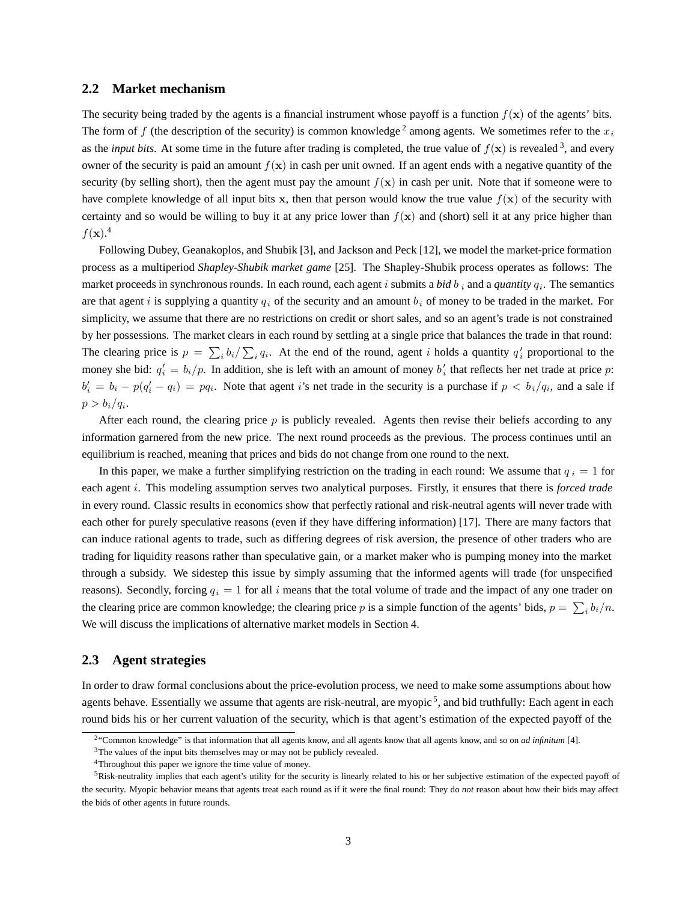### 2.2 Market mechanism

The security being traded by the agents is a financial instrument whose payoff is a function $f(\mathbf{x})$ of the agents' bits. The form of $f$ (the description of the security) is common knowledge [2] among agents. We sometimes refer to the $x_i$ as the *input bits*. At some time in the future after trading is completed, the true value of $f(\mathbf{x})$ is revealed [3], and every owner of the security is paid an amount $f(\mathbf{x})$ in cash per unit owned. If an agent ends with a negative quantity of the security (by selling short), then the agent must pay the amount $f(\mathbf{x})$ in cash per unit. Note that if someone were to have complete knowledge of all input bits $\mathbf{x}$, then that person would know the true value $f(\mathbf{x})$ of the security with certainty and so would be willing to buy it at any price lower than $f(\mathbf{x})$ and (short) sell it at any price higher than $f(\mathbf{x})$.[4]

Following Dubey, Geanakoplos, and Shubik [3], and Jackson and Peck [12], we model the market-price formation process as a multiperiod *Shapley-Shubik market game* [25]. The Shapley-Shubik process operates as follows: The market proceeds in synchronous rounds. In each round, each agent $i$ submits a *bid* $b_i$ and a *quantity* $q_i$. The semantics are that agent $i$ is supplying a quantity $q_i$ of the security and an amount $b_i$ of money to be traded in the market. For simplicity, we assume that there are no restrictions on credit or short sales, and so an agent's trade is not constrained by her possessions. The market clears in each round by settling at a single price that balances the trade in that round: The clearing price is $p = \sum_i b_i / \sum_i q_i$. At the end of the round, agent $i$ holds a quantity $q'_i$ proportional to the money she bid: $q'_i = b_i/p$. In addition, she is left with an amount of money $b'_i$ that reflects her net trade at price $p$: $b'_i = b_i - p(q'_i - q_i) = pq_i$. Note that agent $i$'s net trade in the security is a purchase if $p < b_i/q_i$, and a sale if $p > b_i/q_i$.

After each round, the clearing price $p$ is publicly revealed. Agents then revise their beliefs according to any information garnered from the new price. The next round proceeds as the previous. The process continues until an equilibrium is reached, meaning that prices and bids do not change from one round to the next.

In this paper, we make a further simplifying restriction on the trading in each round: We assume that $q_i = 1$ for each agent $i$. This modeling assumption serves two analytical purposes. Firstly, it ensures that there is *forced trade* in every round. Classic results in economics show that perfectly rational and risk-neutral agents will never trade with each other for purely speculative reasons (even if they have differing information) [17]. There are many factors that can induce rational agents to trade, such as differing degrees of risk aversion, the presence of other traders who are trading for liquidity reasons rather than speculative gain, or a market maker who is pumping money into the market through a subsidy. We sidestep this issue by simply assuming that the informed agents will trade (for unspecified reasons). Secondly, forcing $q_i = 1$ for all $i$ means that the total volume of trade and the impact of any one trader on the clearing price are common knowledge; the clearing price $p$ is a simple function of the agents' bids, $p = \sum_i b_i/n$. We will discuss the implications of alternative market models in Section 4.

### 2.3 Agent strategies

In order to draw formal conclusions about the price-evolution process, we need to make some assumptions about how agents behave. Essentially we assume that agents are risk-neutral, are myopic [5], and bid truthfully: Each agent in each round bids his or her current valuation of the security, which is that agent's estimation of the expected payoff of the

[2] "Common knowledge" is that information that all agents know, and all agents know that all agents know, and so on *ad infinitum* [4].

[3] The values of the input bits themselves may or may not be publicly revealed.

[4] Throughout this paper we ignore the time value of money.

[5] Risk-neutrality implies that each agent's utility for the security is linearly related to his or her subjective estimation of the expected payoff of the security. Myopic behavior means that agents treat each round as if it were the final round: They do *not* reason about how their bids may affect the bids of other agents in future rounds.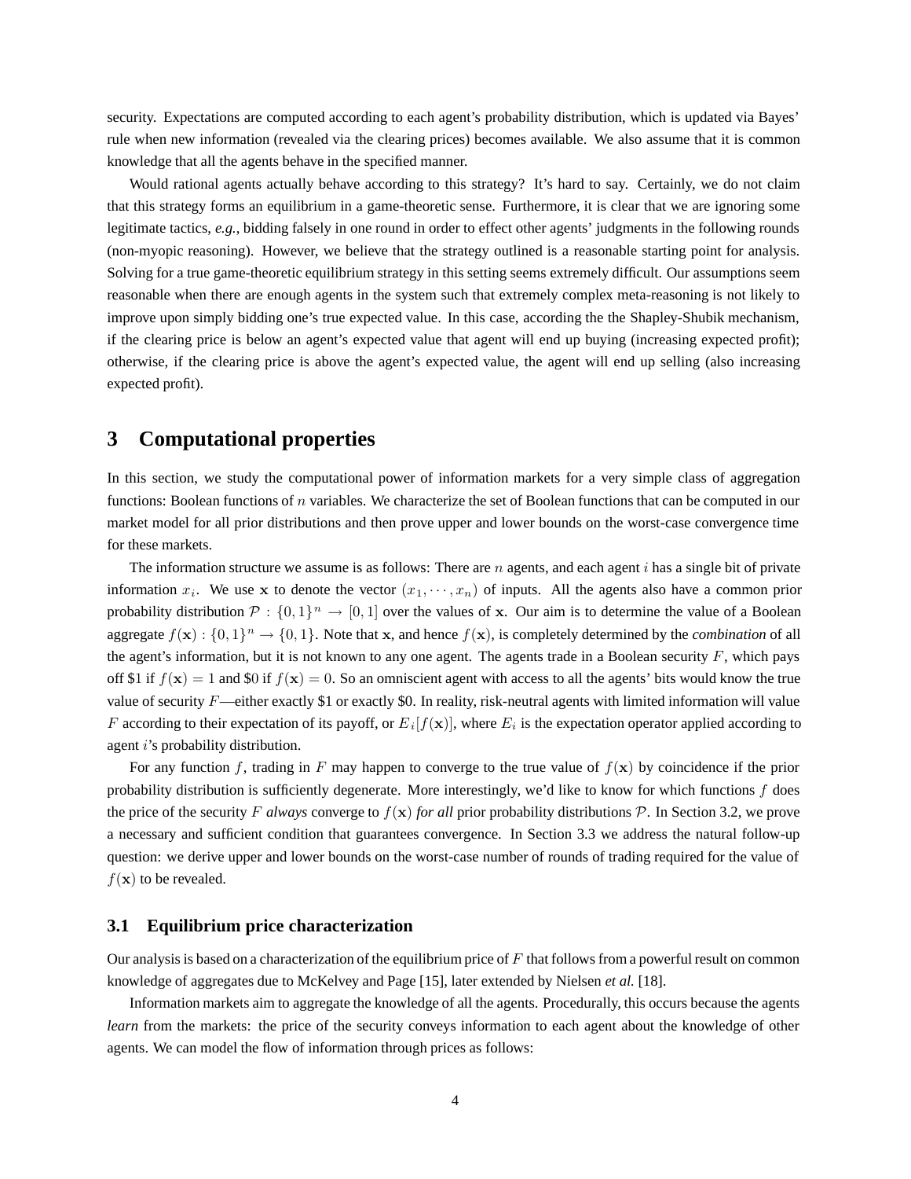security. Expectations are computed according to each agent's probability distribution, which is updated via Bayes' rule when new information (revealed via the clearing prices) becomes available. We also assume that it is common knowledge that all the agents behave in the specified manner.

Would rational agents actually behave according to this strategy? It's hard to say. Certainly, we do not claim that this strategy forms an equilibrium in a game-theoretic sense. Furthermore, it is clear that we are ignoring some legitimate tactics, *e.g.*, bidding falsely in one round in order to effect other agents' judgments in the following rounds (non-myopic reasoning). However, we believe that the strategy outlined is a reasonable starting point for analysis. Solving for a true game-theoretic equilibrium strategy in this setting seems extremely difficult. Our assumptions seem reasonable when there are enough agents in the system such that extremely complex meta-reasoning is not likely to improve upon simply bidding one's true expected value. In this case, according the the Shapley-Shubik mechanism, if the clearing price is below an agent's expected value that agent will end up buying (increasing expected profit); otherwise, if the clearing price is above the agent's expected value, the agent will end up selling (also increasing expected profit).

# 3 Computational properties

In this section, we study the computational power of information markets for a very simple class of aggregation functions: Boolean functions of $n$ variables. We characterize the set of Boolean functions that can be computed in our market model for all prior distributions and then prove upper and lower bounds on the worst-case convergence time for these markets.

The information structure we assume is as follows: There are $n$ agents, and each agent $i$ has a single bit of private information $x_i$. We use $\mathbf{x}$ to denote the vector $(x_1, \cdots, x_n)$ of inputs. All the agents also have a common prior probability distribution $\mathcal{P} : \{0,1\}^n \to [0,1]$ over the values of $\mathbf{x}$. Our aim is to determine the value of a Boolean aggregate $f(\mathbf{x}) : \{0,1\}^n \to \{0,1\}$. Note that $\mathbf{x}$, and hence $f(\mathbf{x})$, is completely determined by the *combination* of all the agent's information, but it is not known to any one agent. The agents trade in a Boolean security $F$, which pays off \$1 if $f(\mathbf{x}) = 1$ and \$0 if $f(\mathbf{x}) = 0$. So an omniscient agent with access to all the agents' bits would know the true value of security $F$—either exactly \$1 or exactly \$0. In reality, risk-neutral agents with limited information will value $F$ according to their expectation of its payoff, or $E_i[f(\mathbf{x})]$, where $E_i$ is the expectation operator applied according to agent $i$'s probability distribution.

For any function $f$, trading in $F$ may happen to converge to the true value of $f(\mathbf{x})$ by coincidence if the prior probability distribution is sufficiently degenerate. More interestingly, we'd like to know for which functions $f$ does the price of the security $F$ *always* converge to $f(\mathbf{x})$ *for all* prior probability distributions $\mathcal{P}$. In Section 3.2, we prove a necessary and sufficient condition that guarantees convergence. In Section 3.3 we address the natural follow-up question: we derive upper and lower bounds on the worst-case number of rounds of trading required for the value of $f(\mathbf{x})$ to be revealed.

## 3.1 Equilibrium price characterization

Our analysis is based on a characterization of the equilibrium price of $F$ that follows from a powerful result on common knowledge of aggregates due to McKelvey and Page [15], later extended by Nielsen *et al.* [18].

Information markets aim to aggregate the knowledge of all the agents. Procedurally, this occurs because the agents *learn* from the markets: the price of the security conveys information to each agent about the knowledge of other agents. We can model the flow of information through prices as follows: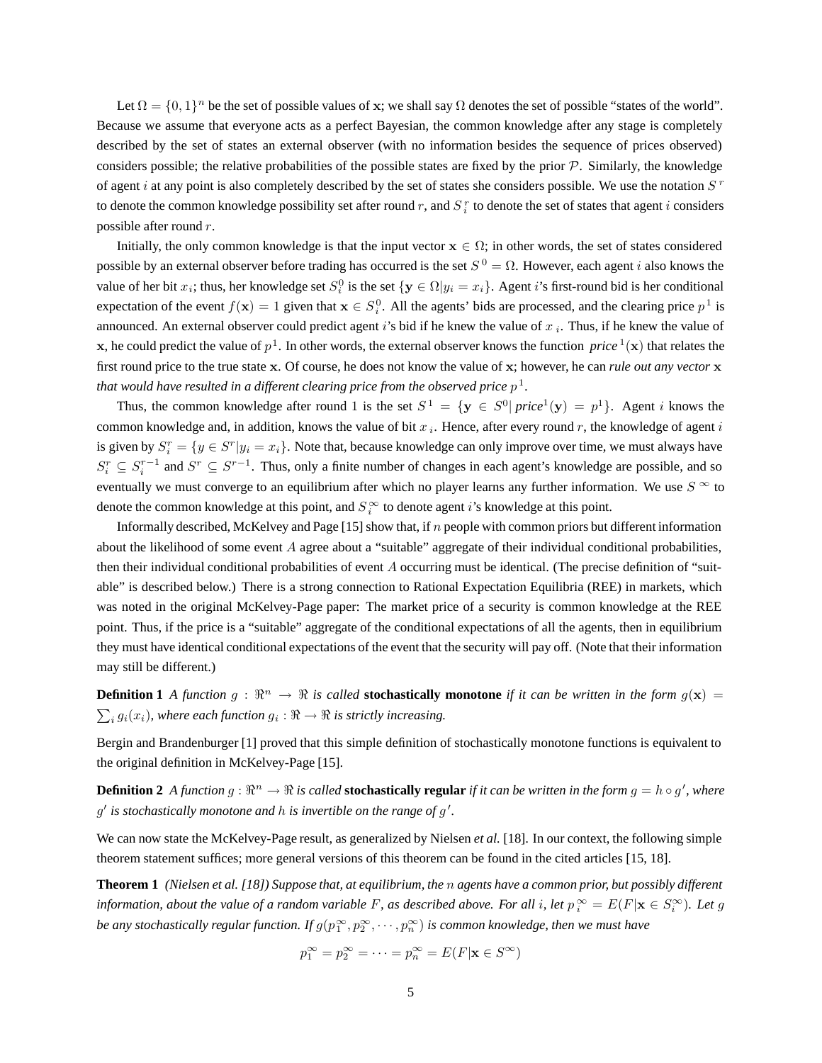Let $\Omega = \{0,1\}^n$ be the set of possible values of $\mathbf{x}$; we shall say $\Omega$ denotes the set of possible "states of the world". Because we assume that everyone acts as a perfect Bayesian, the common knowledge after any stage is completely described by the set of states an external observer (with no information besides the sequence of prices observed) considers possible; the relative probabilities of the possible states are fixed by the prior $\mathcal{P}$. Similarly, the knowledge of agent $i$ at any point is also completely described by the set of states she considers possible. We use the notation $S^r$ to denote the common knowledge possibility set after round $r$, and $S_i^r$ to denote the set of states that agent $i$ considers possible after round $r$.

Initially, the only common knowledge is that the input vector $\mathbf{x} \in \Omega$; in other words, the set of states considered possible by an external observer before trading has occurred is the set $S^0 = \Omega$. However, each agent $i$ also knows the value of her bit $x_i$; thus, her knowledge set $S_i^0$ is the set $\{\mathbf{y} \in \Omega | y_i = x_i\}$. Agent $i$'s first-round bid is her conditional expectation of the event $f(\mathbf{x}) = 1$ given that $\mathbf{x} \in S_i^0$. All the agents' bids are processed, and the clearing price $p^1$ is announced. An external observer could predict agent $i$'s bid if he knew the value of $x_i$. Thus, if he knew the value of $\mathbf{x}$, he could predict the value of $p^1$. In other words, the external observer knows the function $\textit{price}^1(\mathbf{x})$ that relates the first round price to the true state $\mathbf{x}$. Of course, he does not know the value of $\mathbf{x}$; however, he can *rule out any vector* $\mathbf{x}$ *that would have resulted in a different clearing price from the observed price* $p^1$.

Thus, the common knowledge after round 1 is the set $S^1 = \{\mathbf{y} \in S^0 | \textit{price}^1(\mathbf{y}) = p^1\}$. Agent $i$ knows the common knowledge and, in addition, knows the value of bit $x_i$. Hence, after every round $r$, the knowledge of agent $i$ is given by $S_i^r = \{y \in S^r | y_i = x_i\}$. Note that, because knowledge can only improve over time, we must always have $S_i^r \subseteq S_i^{r-1}$ and $S^r \subseteq S^{r-1}$. Thus, only a finite number of changes in each agent's knowledge are possible, and so eventually we must converge to an equilibrium after which no player learns any further information. We use $S^\infty$ to denote the common knowledge at this point, and $S_i^\infty$ to denote agent $i$'s knowledge at this point.

Informally described, McKelvey and Page [15] show that, if $n$ people with common priors but different information about the likelihood of some event $A$ agree about a "suitable" aggregate of their individual conditional probabilities, then their individual conditional probabilities of event $A$ occurring must be identical. (The precise definition of "suitable" is described below.) There is a strong connection to Rational Expectation Equilibria (REE) in markets, which was noted in the original McKelvey-Page paper: The market price of a security is common knowledge at the REE point. Thus, if the price is a "suitable" aggregate of the conditional expectations of all the agents, then in equilibrium they must have identical conditional expectations of the event that the security will pay off. (Note that their information may still be different.)

**Definition 1** *A function $g : \Re^n \rightarrow \Re$ is called* **stochastically monotone** *if it can be written in the form $g(\mathbf{x}) = \sum_i g_i(x_i)$, where each function $g_i : \Re \rightarrow \Re$ is strictly increasing.*

Bergin and Brandenburger [1] proved that this simple definition of stochastically monotone functions is equivalent to the original definition in McKelvey-Page [15].

**Definition 2** *A function $g : \Re^n \rightarrow \Re$ is called* **stochastically regular** *if it can be written in the form $g = h \circ g'$, where $g'$ is stochastically monotone and $h$ is invertible on the range of $g'$.*

We can now state the McKelvey-Page result, as generalized by Nielsen *et al.* [18]. In our context, the following simple theorem statement suffices; more general versions of this theorem can be found in the cited articles [15, 18].

**Theorem 1** *(Nielsen et al. [18]) Suppose that, at equilibrium, the $n$ agents have a common prior, but possibly different information, about the value of a random variable $F$, as described above. For all $i$, let $p_i^\infty = E(F|\mathbf{x} \in S_i^\infty)$. Let $g$ be any stochastically regular function. If $g(p_1^\infty, p_2^\infty, \cdots, p_n^\infty)$ is common knowledge, then we must have*

$$p_1^\infty = p_2^\infty = \cdots = p_n^\infty = E(F|\mathbf{x} \in S^\infty)$$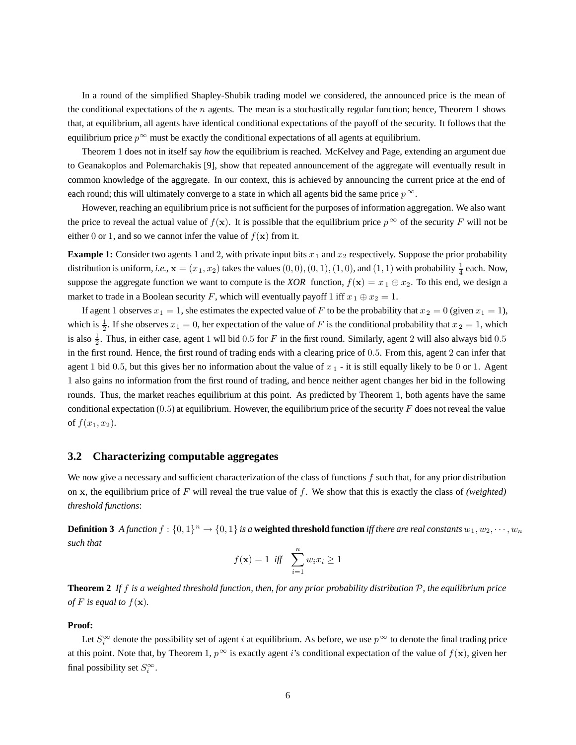In a round of the simplified Shapley-Shubik trading model we considered, the announced price is the mean of the conditional expectations of the $n$ agents. The mean is a stochastically regular function; hence, Theorem 1 shows that, at equilibrium, all agents have identical conditional expectations of the payoff of the security. It follows that the equilibrium price $p^\infty$ must be exactly the conditional expectations of all agents at equilibrium.

Theorem 1 does not in itself say *how* the equilibrium is reached. McKelvey and Page, extending an argument due to Geanakoplos and Polemarchakis [9], show that repeated announcement of the aggregate will eventually result in common knowledge of the aggregate. In our context, this is achieved by announcing the current price at the end of each round; this will ultimately converge to a state in which all agents bid the same price $p^\infty$.

However, reaching an equilibrium price is not sufficient for the purposes of information aggregation. We also want the price to reveal the actual value of $f(\mathbf{x})$. It is possible that the equilibrium price $p^\infty$ of the security $F$ will not be either $0$ or $1$, and so we cannot infer the value of $f(\mathbf{x})$ from it.

**Example 1:** Consider two agents 1 and 2, with private input bits $x_1$ and $x_2$ respectively. Suppose the prior probability distribution is uniform, *i.e.*, $\mathbf{x} = (x_1, x_2)$ takes the values $(0,0), (0,1), (1,0)$, and $(1,1)$ with probability $\frac{1}{4}$ each. Now, suppose the aggregate function we want to compute is the *XOR* function, $f(\mathbf{x}) = x_1 \oplus x_2$. To this end, we design a market to trade in a Boolean security $F$, which will eventually payoff 1 iff $x_1 \oplus x_2 = 1$.

If agent 1 observes $x_1 = 1$, she estimates the expected value of $F$ to be the probability that $x_2 = 0$ (given $x_1 = 1$), which is $\frac{1}{2}$. If she observes $x_1 = 0$, her expectation of the value of $F$ is the conditional probability that $x_2 = 1$, which is also $\frac{1}{2}$. Thus, in either case, agent 1 wll bid $0.5$ for $F$ in the first round. Similarly, agent 2 will also always bid $0.5$ in the first round. Hence, the first round of trading ends with a clearing price of $0.5$. From this, agent 2 can infer that agent 1 bid $0.5$, but this gives her no information about the value of $x_1$ - it is still equally likely to be $0$ or $1$. Agent 1 also gains no information from the first round of trading, and hence neither agent changes her bid in the following rounds. Thus, the market reaches equilibrium at this point. As predicted by Theorem 1, both agents have the same conditional expectation ($0.5$) at equilibrium. However, the equilibrium price of the security $F$ does not reveal the value of $f(x_1, x_2)$.

### 3.2 Characterizing computable aggregates

We now give a necessary and sufficient characterization of the class of functions $f$ such that, for any prior distribution on $\mathbf{x}$, the equilibrium price of $F$ will reveal the true value of $f$. We show that this is exactly the class of *(weighted) threshold functions*:

**Definition 3** *A function $f : \{0,1\}^n \rightarrow \{0,1\}$ is a* **weighted threshold function** *iff there are real constants $w_1, w_2, \cdots, w_n$ such that*

$$f(\mathbf{x}) = 1 \text{ iff } \sum_{i=1}^{n} w_i x_i \geq 1$$

**Theorem 2** *If $f$ is a weighted threshold function, then, for any prior probability distribution $\mathcal{P}$, the equilibrium price of $F$ is equal to $f(\mathbf{x})$.*

**Proof:**

Let $S_i^\infty$ denote the possibility set of agent $i$ at equilibrium. As before, we use $p^\infty$ to denote the final trading price at this point. Note that, by Theorem 1, $p^\infty$ is exactly agent $i$'s conditional expectation of the value of $f(\mathbf{x})$, given her final possibility set $S_i^\infty$.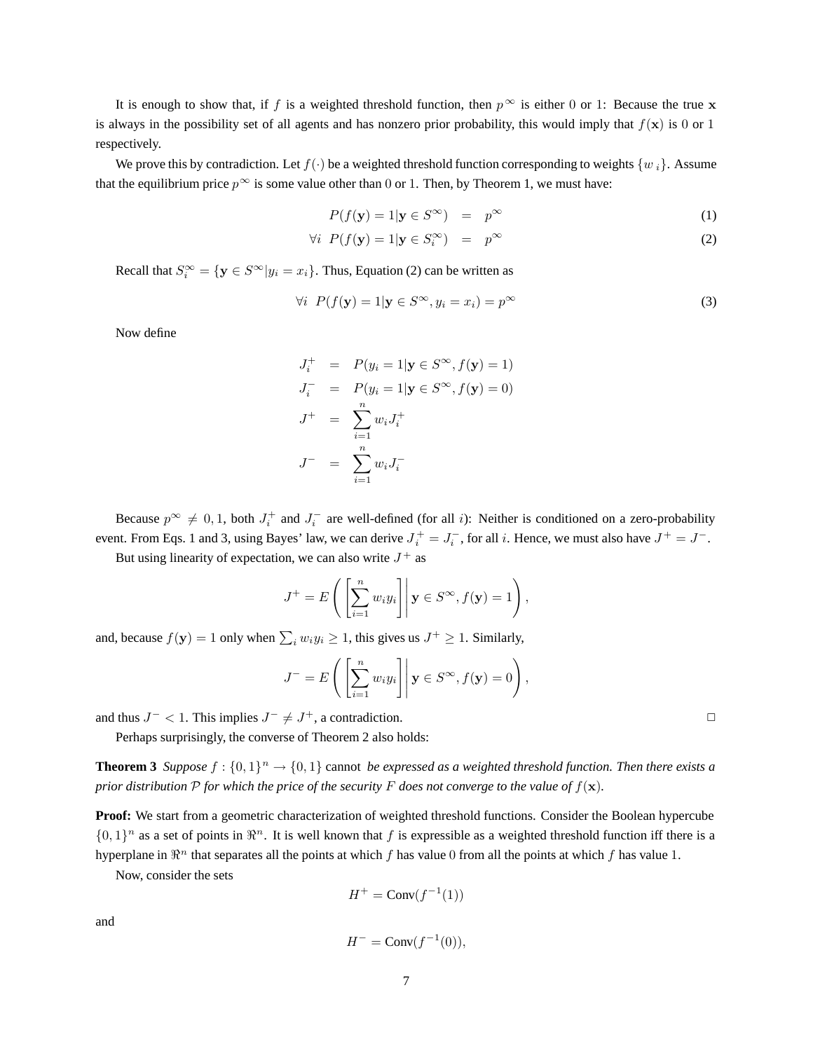It is enough to show that, if $f$ is a weighted threshold function, then $p^\infty$ is either 0 or 1: Because the true $\mathbf{x}$ is always in the possibility set of all agents and has nonzero prior probability, this would imply that $f(\mathbf{x})$ is 0 or 1 respectively.

We prove this by contradiction. Let $f(\cdot)$ be a weighted threshold function corresponding to weights $\{w_i\}$. Assume that the equilibrium price $p^\infty$ is some value other than 0 or 1. Then, by Theorem 1, we must have:

$$P(f(\mathbf{y}) = 1 | \mathbf{y} \in S^\infty) = p^\infty \tag{1}$$

$$\forall i \;\; P(f(\mathbf{y}) = 1 | \mathbf{y} \in S_i^\infty) = p^\infty \tag{2}$$

Recall that $S_i^\infty = \{\mathbf{y} \in S^\infty | y_i = x_i\}$. Thus, Equation (2) can be written as

$$\forall i \;\; P(f(\mathbf{y}) = 1 | \mathbf{y} \in S^\infty, y_i = x_i) = p^\infty \tag{3}$$

Now define

$$\begin{aligned}
J_i^+ &= P(y_i = 1 | \mathbf{y} \in S^\infty, f(\mathbf{y}) = 1) \\
J_i^- &= P(y_i = 1 | \mathbf{y} \in S^\infty, f(\mathbf{y}) = 0) \\
J^+ &= \sum_{i=1}^n w_i J_i^+ \\
J^- &= \sum_{i=1}^n w_i J_i^-
\end{aligned}$$

Because $p^\infty \neq 0, 1$, both $J_i^+$ and $J_i^-$ are well-defined (for all $i$): Neither is conditioned on a zero-probability event. From Eqs. 1 and 3, using Bayes' law, we can derive $J_i^+ = J_i^-$, for all $i$. Hence, we must also have $J^+ = J^-$.

But using linearity of expectation, we can also write $J^+$ as

$$J^+ = E\left( \left[ \sum_{i=1}^n w_i y_i \right] \middle| \mathbf{y} \in S^\infty, f(\mathbf{y}) = 1 \right),$$

and, because $f(\mathbf{y}) = 1$ only when $\sum_i w_i y_i \geq 1$, this gives us $J^+ \geq 1$. Similarly,

$$J^- = E\left( \left[ \sum_{i=1}^n w_i y_i \right] \middle| \mathbf{y} \in S^\infty, f(\mathbf{y}) = 0 \right),$$

and thus $J^- < 1$. This implies $J^- \neq J^+$, a contradiction. □

Perhaps surprisingly, the converse of Theorem 2 also holds:

**Theorem 3** *Suppose $f : \{0,1\}^n \to \{0,1\}$ cannot be expressed as a weighted threshold function. Then there exists a prior distribution $\mathcal{P}$ for which the price of the security $F$ does not converge to the value of $f(\mathbf{x})$.*

**Proof:** We start from a geometric characterization of weighted threshold functions. Consider the Boolean hypercube $\{0,1\}^n$ as a set of points in $\Re^n$. It is well known that $f$ is expressible as a weighted threshold function iff there is a hyperplane in $\Re^n$ that separates all the points at which $f$ has value 0 from all the points at which $f$ has value 1.

Now, consider the sets

$$H^+ = \text{Conv}(f^{-1}(1))$$

and

$$H^- = \text{Conv}(f^{-1}(0)),$$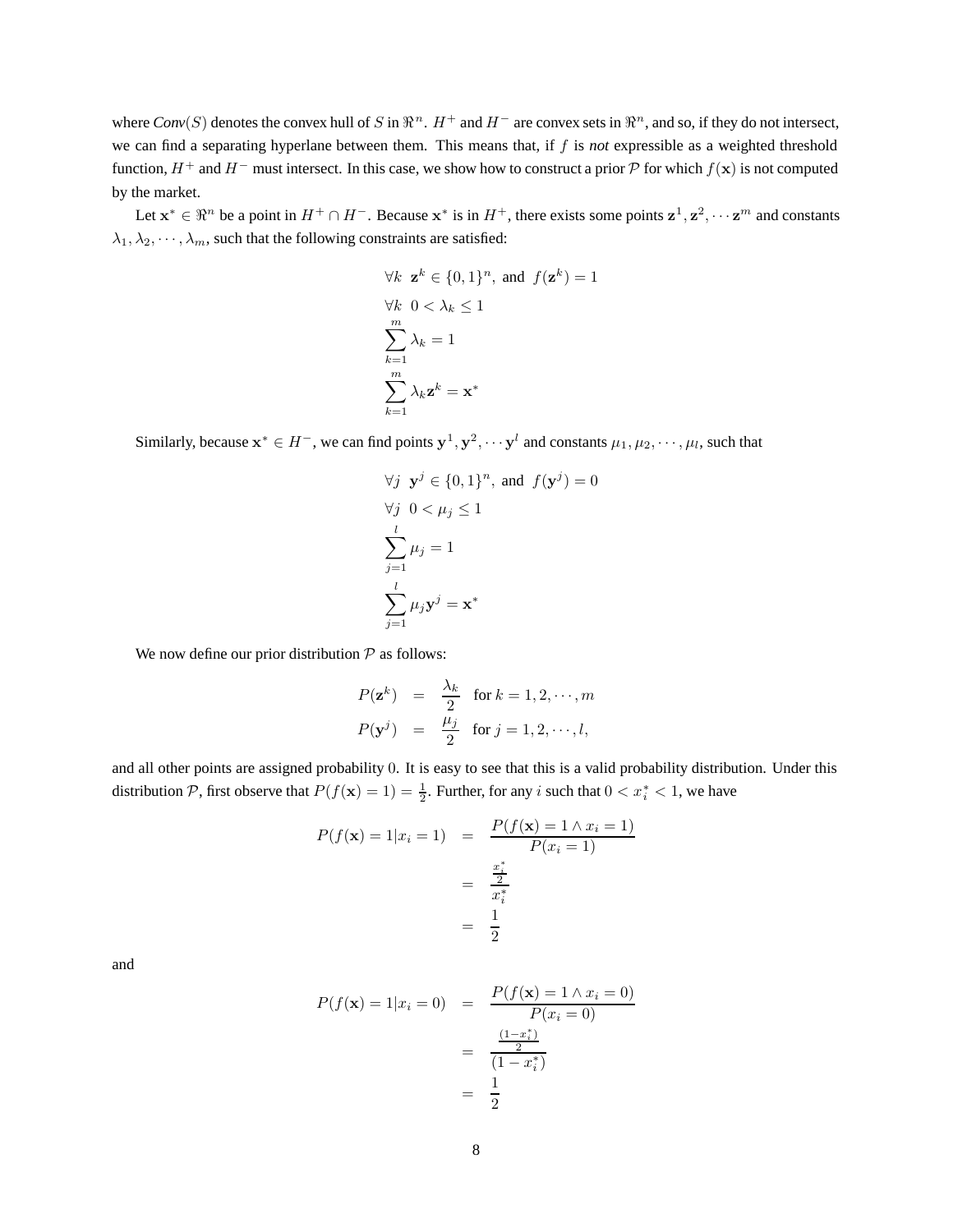where *Conv*$(S)$ denotes the convex hull of $S$ in $\Re^n$. $H^+$ and $H^-$ are convex sets in $\Re^n$, and so, if they do not intersect, we can find a separating hyperlane between them. This means that, if $f$ is *not* expressible as a weighted threshold function, $H^+$ and $H^-$ must intersect. In this case, we show how to construct a prior $\mathcal{P}$ for which $f(\mathbf{x})$ is not computed by the market.

Let $\mathbf{x}^* \in \Re^n$ be a point in $H^+ \cap H^-$. Because $\mathbf{x}^*$ is in $H^+$, there exists some points $\mathbf{z}^1, \mathbf{z}^2, \cdots \mathbf{z}^m$ and constants $\lambda_1, \lambda_2, \cdots, \lambda_m$, such that the following constraints are satisfied:

$$\forall k \;\; \mathbf{z}^k \in \{0,1\}^n, \text{ and } f(\mathbf{z}^k) = 1$$

$$\forall k \;\; 0 < \lambda_k \leq 1$$

$$\sum_{k=1}^{m} \lambda_k = 1$$

$$\sum_{k=1}^{m} \lambda_k \mathbf{z}^k = \mathbf{x}^*$$

Similarly, because $\mathbf{x}^* \in H^-$, we can find points $\mathbf{y}^1, \mathbf{y}^2, \cdots \mathbf{y}^l$ and constants $\mu_1, \mu_2, \cdots, \mu_l$, such that

$$\forall j \;\; \mathbf{y}^j \in \{0,1\}^n, \text{ and } f(\mathbf{y}^j) = 0$$

$$\forall j \;\; 0 < \mu_j \leq 1$$

$$\sum_{j=1}^{l} \mu_j = 1$$

$$\sum_{j=1}^{l} \mu_j \mathbf{y}^j = \mathbf{x}^*$$

We now define our prior distribution $\mathcal{P}$ as follows:

$$\begin{aligned} P(\mathbf{z}^k) &= \frac{\lambda_k}{2} \quad \text{for } k = 1, 2, \cdots, m \\ P(\mathbf{y}^j) &= \frac{\mu_j}{2} \quad \text{for } j = 1, 2, \cdots, l, \end{aligned}$$

and all other points are assigned probability 0. It is easy to see that this is a valid probability distribution. Under this distribution $\mathcal{P}$, first observe that $P(f(\mathbf{x}) = 1) = \frac{1}{2}$. Further, for any $i$ such that $0 < x_i^* < 1$, we have

$$\begin{aligned} P(f(\mathbf{x}) = 1 | x_i = 1) &= \frac{P(f(\mathbf{x}) = 1 \wedge x_i = 1)}{P(x_i = 1)} \\ &= \frac{\frac{x_i^*}{2}}{x_i^*} \\ &= \frac{1}{2} \end{aligned}$$

and

$$\begin{aligned} P(f(\mathbf{x}) = 1 | x_i = 0) &= \frac{P(f(\mathbf{x}) = 1 \wedge x_i = 0)}{P(x_i = 0)} \\ &= \frac{\frac{(1 - x_i^*)}{2}}{(1 - x_i^*)} \\ &= \frac{1}{2} \end{aligned}$$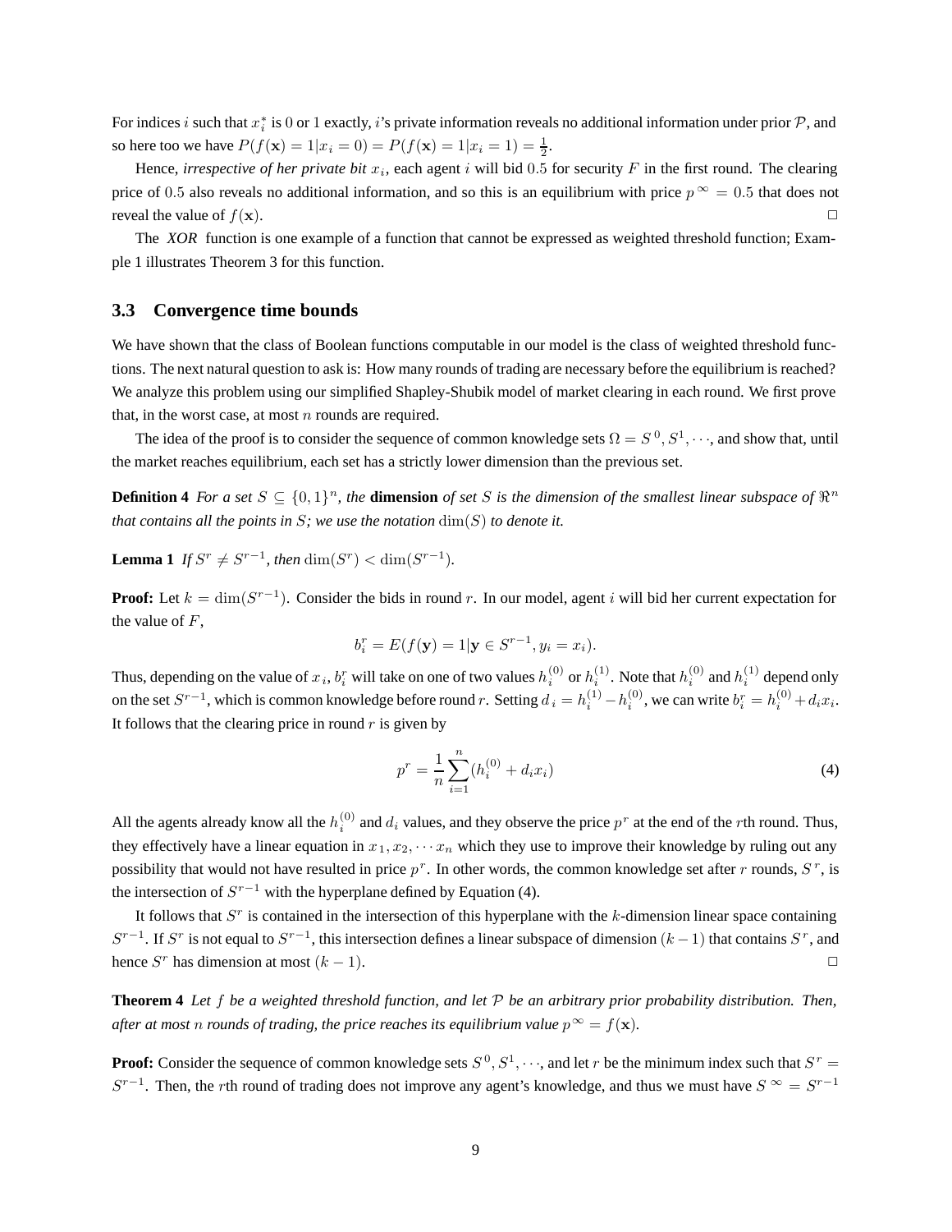For indices $i$ such that $x_i^*$ is 0 or 1 exactly, $i$'s private information reveals no additional information under prior $\mathcal{P}$, and so here too we have $P(f(\mathbf{x}) = 1 | x_i = 0) = P(f(\mathbf{x}) = 1 | x_i = 1) = \frac{1}{2}$.

Hence, *irrespective of her private bit $x_i$*, each agent $i$ will bid 0.5 for security $F$ in the first round. The clearing price of 0.5 also reveals no additional information, and so this is an equilibrium with price $p^\infty = 0.5$ that does not reveal the value of $f(\mathbf{x})$. □

The *XOR* function is one example of a function that cannot be expressed as weighted threshold function; Example 1 illustrates Theorem 3 for this function.

### 3.3 Convergence time bounds

We have shown that the class of Boolean functions computable in our model is the class of weighted threshold functions. The next natural question to ask is: How many rounds of trading are necessary before the equilibrium is reached? We analyze this problem using our simplified Shapley-Shubik model of market clearing in each round. We first prove that, in the worst case, at most $n$ rounds are required.

The idea of the proof is to consider the sequence of common knowledge sets $\Omega = S^0, S^1, \cdots$, and show that, until the market reaches equilibrium, each set has a strictly lower dimension than the previous set.

**Definition 4** *For a set $S \subseteq \{0,1\}^n$, the* **dimension** *of set $S$ is the dimension of the smallest linear subspace of $\Re^n$ that contains all the points in $S$; we use the notation $\dim(S)$ to denote it.*

**Lemma 1** *If $S^r \neq S^{r-1}$, then $\dim(S^r) < \dim(S^{r-1})$.*

**Proof:** Let $k = \dim(S^{r-1})$. Consider the bids in round $r$. In our model, agent $i$ will bid her current expectation for the value of $F$,

$$b_i^r = E(f(\mathbf{y}) = 1 | \mathbf{y} \in S^{r-1}, y_i = x_i).$$

Thus, depending on the value of $x_i$, $b_i^r$ will take on one of two values $h_i^{(0)}$ or $h_i^{(1)}$. Note that $h_i^{(0)}$ and $h_i^{(1)}$ depend only on the set $S^{r-1}$, which is common knowledge before round $r$. Setting $d_i = h_i^{(1)} - h_i^{(0)}$, we can write $b_i^r = h_i^{(0)} + d_i x_i$. It follows that the clearing price in round $r$ is given by

$$p^r = \frac{1}{n} \sum_{i=1}^{n} (h_i^{(0)} + d_i x_i) \tag{4}$$

All the agents already know all the $h_i^{(0)}$ and $d_i$ values, and they observe the price $p^r$ at the end of the $r$th round. Thus, they effectively have a linear equation in $x_1, x_2, \cdots x_n$ which they use to improve their knowledge by ruling out any possibility that would not have resulted in price $p^r$. In other words, the common knowledge set after $r$ rounds, $S^r$, is the intersection of $S^{r-1}$ with the hyperplane defined by Equation (4).

It follows that $S^r$ is contained in the intersection of this hyperplane with the $k$-dimension linear space containing $S^{r-1}$. If $S^r$ is not equal to $S^{r-1}$, this intersection defines a linear subspace of dimension $(k-1)$ that contains $S^r$, and hence $S^r$ has dimension at most $(k-1)$. □

**Theorem 4** *Let $f$ be a weighted threshold function, and let $\mathcal{P}$ be an arbitrary prior probability distribution. Then, after at most $n$ rounds of trading, the price reaches its equilibrium value $p^\infty = f(\mathbf{x})$.*

**Proof:** Consider the sequence of common knowledge sets $S^0, S^1, \cdots$, and let $r$ be the minimum index such that $S^r = S^{r-1}$. Then, the $r$th round of trading does not improve any agent's knowledge, and thus we must have $S^\infty = S^{r-1}$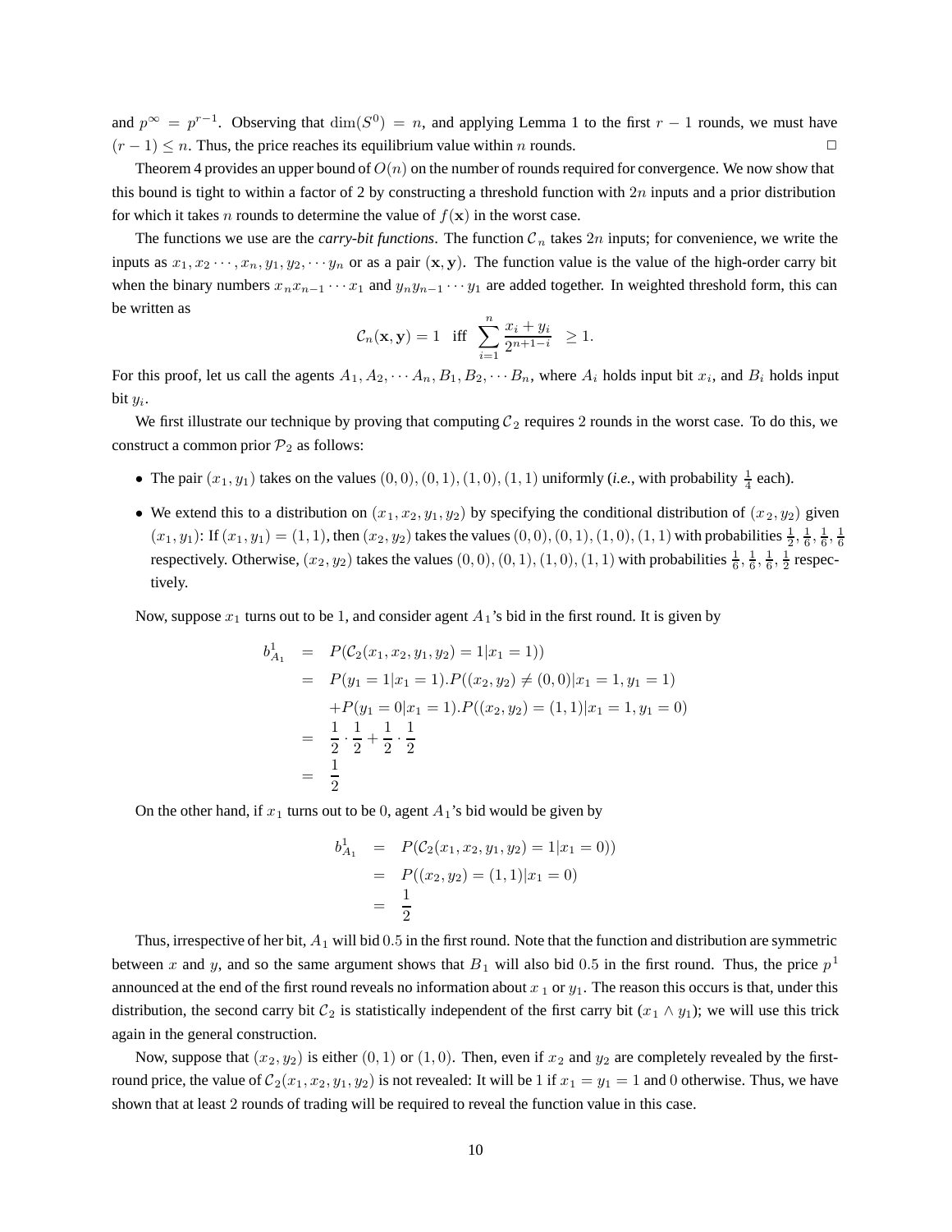and $p^\infty = p^{r-1}$. Observing that $\dim(S^0) = n$, and applying Lemma 1 to the first $r-1$ rounds, we must have $(r-1) \le n$. Thus, the price reaches its equilibrium value within $n$ rounds. □

Theorem 4 provides an upper bound of $O(n)$ on the number of rounds required for convergence. We now show that this bound is tight to within a factor of 2 by constructing a threshold function with $2n$ inputs and a prior distribution for which it takes $n$ rounds to determine the value of $f(\mathbf{x})$ in the worst case.

The functions we use are the ***carry-bit functions***. The function $\mathcal{C}_n$ takes $2n$ inputs; for convenience, we write the inputs as $x_1, x_2 \cdots, x_n, y_1, y_2, \cdots y_n$ or as a pair $(\mathbf{x}, \mathbf{y})$. The function value is the value of the high-order carry bit when the binary numbers $x_n x_{n-1} \cdots x_1$ and $y_n y_{n-1} \cdots y_1$ are added together. In weighted threshold form, this can be written as

$$\mathcal{C}_n(\mathbf{x}, \mathbf{y}) = 1 \quad \text{iff} \quad \sum_{i=1}^{n} \frac{x_i + y_i}{2^{n+1-i}} \quad \ge 1.$$

For this proof, let us call the agents $A_1, A_2, \cdots A_n, B_1, B_2, \cdots B_n$, where $A_i$ holds input bit $x_i$, and $B_i$ holds input bit $y_i$.

We first illustrate our technique by proving that computing $\mathcal{C}_2$ requires 2 rounds in the worst case. To do this, we construct a common prior $\mathcal{P}_2$ as follows:

- The pair $(x_1, y_1)$ takes on the values $(0,0), (0,1), (1,0), (1,1)$ uniformly (*i.e.*, with probability $\frac{1}{4}$ each).
- We extend this to a distribution on $(x_1, x_2, y_1, y_2)$ by specifying the conditional distribution of $(x_2, y_2)$ given $(x_1, y_1)$: If $(x_1, y_1) = (1,1)$, then $(x_2, y_2)$ takes the values $(0,0), (0,1), (1,0), (1,1)$ with probabilities $\frac{1}{2}, \frac{1}{6}, \frac{1}{6}, \frac{1}{6}$ respectively. Otherwise, $(x_2, y_2)$ takes the values $(0,0), (0,1), (1,0), (1,1)$ with probabilities $\frac{1}{6}, \frac{1}{6}, \frac{1}{6}, \frac{1}{2}$ respectively.

Now, suppose $x_1$ turns out to be 1, and consider agent $A_1$'s bid in the first round. It is given by

$$\begin{aligned}
b^1_{A_1} &= P(\mathcal{C}_2(x_1, x_2, y_1, y_2) = 1 | x_1 = 1)) \\
&= P(y_1 = 1 | x_1 = 1).P((x_2, y_2) \ne (0,0) | x_1 = 1, y_1 = 1) \\
&\quad + P(y_1 = 0 | x_1 = 1).P((x_2, y_2) = (1,1) | x_1 = 1, y_1 = 0) \\
&= \frac{1}{2} \cdot \frac{1}{2} + \frac{1}{2} \cdot \frac{1}{2} \\
&= \frac{1}{2}
\end{aligned}$$

On the other hand, if $x_1$ turns out to be 0, agent $A_1$'s bid would be given by

$$\begin{aligned}
b^1_{A_1} &= P(\mathcal{C}_2(x_1, x_2, y_1, y_2) = 1 | x_1 = 0)) \\
&= P((x_2, y_2) = (1,1) | x_1 = 0) \\
&= \frac{1}{2}
\end{aligned}$$

Thus, irrespective of her bit, $A_1$ will bid $0.5$ in the first round. Note that the function and distribution are symmetric between $x$ and $y$, and so the same argument shows that $B_1$ will also bid $0.5$ in the first round. Thus, the price $p^1$ announced at the end of the first round reveals no information about $x_1$ or $y_1$. The reason this occurs is that, under this distribution, the second carry bit $\mathcal{C}_2$ is statistically independent of the first carry bit $(x_1 \wedge y_1)$; we will use this trick again in the general construction.

Now, suppose that $(x_2, y_2)$ is either $(0,1)$ or $(1,0)$. Then, even if $x_2$ and $y_2$ are completely revealed by the first-round price, the value of $\mathcal{C}_2(x_1, x_2, y_1, y_2)$ is not revealed: It will be 1 if $x_1 = y_1 = 1$ and 0 otherwise. Thus, we have shown that at least 2 rounds of trading will be required to reveal the function value in this case.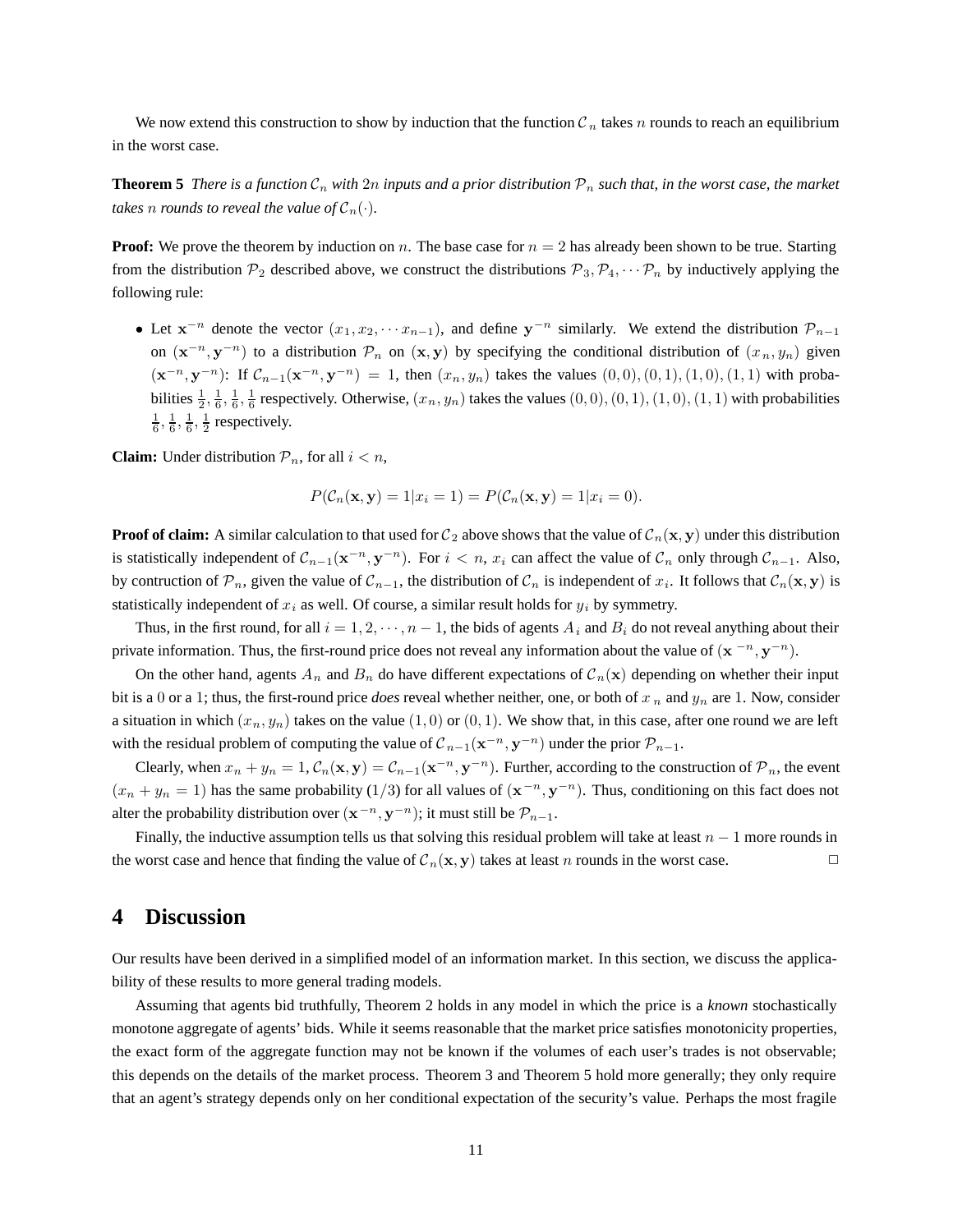We now extend this construction to show by induction that the function $\mathcal{C}_n$ takes $n$ rounds to reach an equilibrium in the worst case.

**Theorem 5** *There is a function $\mathcal{C}_n$ with $2n$ inputs and a prior distribution $\mathcal{P}_n$ such that, in the worst case, the market takes $n$ rounds to reveal the value of $\mathcal{C}_n(\cdot)$.*

**Proof:** We prove the theorem by induction on $n$. The base case for $n = 2$ has already been shown to be true. Starting from the distribution $\mathcal{P}_2$ described above, we construct the distributions $\mathcal{P}_3, \mathcal{P}_4, \cdots \mathcal{P}_n$ by inductively applying the following rule:

- Let $\mathbf{x}^{-n}$ denote the vector $(x_1, x_2, \cdots x_{n-1})$, and define $\mathbf{y}^{-n}$ similarly. We extend the distribution $\mathcal{P}_{n-1}$ on $(\mathbf{x}^{-n}, \mathbf{y}^{-n})$ to a distribution $\mathcal{P}_n$ on $(\mathbf{x}, \mathbf{y})$ by specifying the conditional distribution of $(x_n, y_n)$ given $(\mathbf{x}^{-n}, \mathbf{y}^{-n})$: If $\mathcal{C}_{n-1}(\mathbf{x}^{-n}, \mathbf{y}^{-n}) = 1$, then $(x_n, y_n)$ takes the values $(0,0), (0,1), (1,0), (1,1)$ with probabilities $\frac{1}{2}, \frac{1}{6}, \frac{1}{6}, \frac{1}{6}$ respectively. Otherwise, $(x_n, y_n)$ takes the values $(0,0), (0,1), (1,0), (1,1)$ with probabilities $\frac{1}{6}, \frac{1}{6}, \frac{1}{6}, \frac{1}{2}$ respectively.

**Claim:** Under distribution $\mathcal{P}_n$, for all $i < n$,

$$P(\mathcal{C}_n(\mathbf{x}, \mathbf{y}) = 1 | x_i = 1) = P(\mathcal{C}_n(\mathbf{x}, \mathbf{y}) = 1 | x_i = 0).$$

**Proof of claim:** A similar calculation to that used for $\mathcal{C}_2$ above shows that the value of $\mathcal{C}_n(\mathbf{x}, \mathbf{y})$ under this distribution is statistically independent of $\mathcal{C}_{n-1}(\mathbf{x}^{-n}, \mathbf{y}^{-n})$. For $i < n$, $x_i$ can affect the value of $\mathcal{C}_n$ only through $\mathcal{C}_{n-1}$. Also, by contruction of $\mathcal{P}_n$, given the value of $\mathcal{C}_{n-1}$, the distribution of $\mathcal{C}_n$ is independent of $x_i$. It follows that $\mathcal{C}_n(\mathbf{x}, \mathbf{y})$ is statistically independent of $x_i$ as well. Of course, a similar result holds for $y_i$ by symmetry.

Thus, in the first round, for all $i = 1, 2, \cdots, n-1$, the bids of agents $A_i$ and $B_i$ do not reveal anything about their private information. Thus, the first-round price does not reveal any information about the value of $(\mathbf{x}^{-n}, \mathbf{y}^{-n})$.

On the other hand, agents $A_n$ and $B_n$ do have different expectations of $\mathcal{C}_n(\mathbf{x})$ depending on whether their input bit is a 0 or a 1; thus, the first-round price *does* reveal whether neither, one, or both of $x_n$ and $y_n$ are 1. Now, consider a situation in which $(x_n, y_n)$ takes on the value $(1,0)$ or $(0,1)$. We show that, in this case, after one round we are left with the residual problem of computing the value of $\mathcal{C}_{n-1}(\mathbf{x}^{-n}, \mathbf{y}^{-n})$ under the prior $\mathcal{P}_{n-1}$.

Clearly, when $x_n + y_n = 1$, $\mathcal{C}_n(\mathbf{x}, \mathbf{y}) = \mathcal{C}_{n-1}(\mathbf{x}^{-n}, \mathbf{y}^{-n})$. Further, according to the construction of $\mathcal{P}_n$, the event $(x_n + y_n = 1)$ has the same probability $(1/3)$ for all values of $(\mathbf{x}^{-n}, \mathbf{y}^{-n})$. Thus, conditioning on this fact does not alter the probability distribution over $(\mathbf{x}^{-n}, \mathbf{y}^{-n})$; it must still be $\mathcal{P}_{n-1}$.

Finally, the inductive assumption tells us that solving this residual problem will take at least $n-1$ more rounds in the worst case and hence that finding the value of $\mathcal{C}_n(\mathbf{x}, \mathbf{y})$ takes at least $n$ rounds in the worst case. □

## 4 Discussion

Our results have been derived in a simplified model of an information market. In this section, we discuss the applicability of these results to more general trading models.

Assuming that agents bid truthfully, Theorem 2 holds in any model in which the price is a *known* stochastically monotone aggregate of agents' bids. While it seems reasonable that the market price satisfies monotonicity properties, the exact form of the aggregate function may not be known if the volumes of each user's trades is not observable; this depends on the details of the market process. Theorem 3 and Theorem 5 hold more generally; they only require that an agent's strategy depends only on her conditional expectation of the security's value. Perhaps the most fragile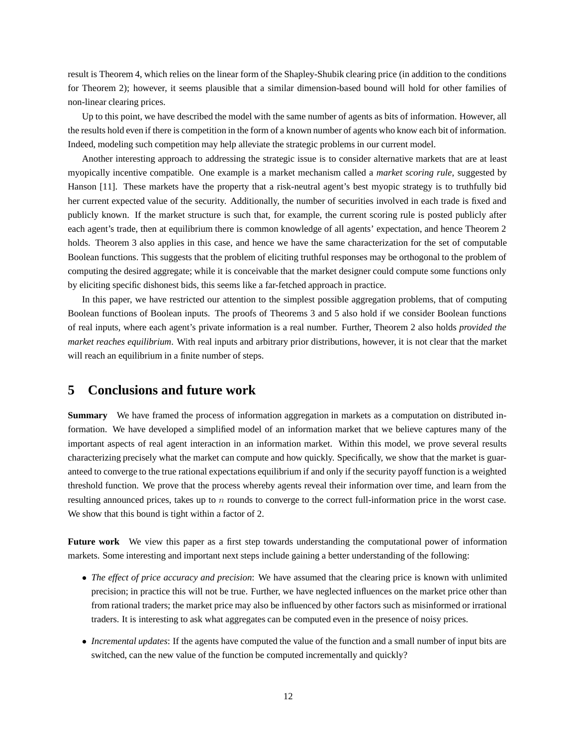result is Theorem 4, which relies on the linear form of the Shapley-Shubik clearing price (in addition to the conditions for Theorem 2); however, it seems plausible that a similar dimension-based bound will hold for other families of non-linear clearing prices.

Up to this point, we have described the model with the same number of agents as bits of information. However, all the results hold even if there is competition in the form of a known number of agents who know each bit of information. Indeed, modeling such competition may help alleviate the strategic problems in our current model.

Another interesting approach to addressing the strategic issue is to consider alternative markets that are at least myopically incentive compatible. One example is a market mechanism called a *market scoring rule*, suggested by Hanson [11]. These markets have the property that a risk-neutral agent's best myopic strategy is to truthfully bid her current expected value of the security. Additionally, the number of securities involved in each trade is fixed and publicly known. If the market structure is such that, for example, the current scoring rule is posted publicly after each agent's trade, then at equilibrium there is common knowledge of all agents' expectation, and hence Theorem 2 holds. Theorem 3 also applies in this case, and hence we have the same characterization for the set of computable Boolean functions. This suggests that the problem of eliciting truthful responses may be orthogonal to the problem of computing the desired aggregate; while it is conceivable that the market designer could compute some functions only by eliciting specific dishonest bids, this seems like a far-fetched approach in practice.

In this paper, we have restricted our attention to the simplest possible aggregation problems, that of computing Boolean functions of Boolean inputs. The proofs of Theorems 3 and 5 also hold if we consider Boolean functions of real inputs, where each agent's private information is a real number. Further, Theorem 2 also holds *provided the market reaches equilibrium*. With real inputs and arbitrary prior distributions, however, it is not clear that the market will reach an equilibrium in a finite number of steps.

## 5 Conclusions and future work

**Summary** We have framed the process of information aggregation in markets as a computation on distributed information. We have developed a simplified model of an information market that we believe captures many of the important aspects of real agent interaction in an information market. Within this model, we prove several results characterizing precisely what the market can compute and how quickly. Specifically, we show that the market is guaranteed to converge to the true rational expectations equilibrium if and only if the security payoff function is a weighted threshold function. We prove that the process whereby agents reveal their information over time, and learn from the resulting announced prices, takes up to $n$ rounds to converge to the correct full-information price in the worst case. We show that this bound is tight within a factor of 2.

**Future work** We view this paper as a first step towards understanding the computational power of information markets. Some interesting and important next steps include gaining a better understanding of the following:

- *The effect of price accuracy and precision*: We have assumed that the clearing price is known with unlimited precision; in practice this will not be true. Further, we have neglected influences on the market price other than from rational traders; the market price may also be influenced by other factors such as misinformed or irrational traders. It is interesting to ask what aggregates can be computed even in the presence of noisy prices.
- *Incremental updates*: If the agents have computed the value of the function and a small number of input bits are switched, can the new value of the function be computed incrementally and quickly?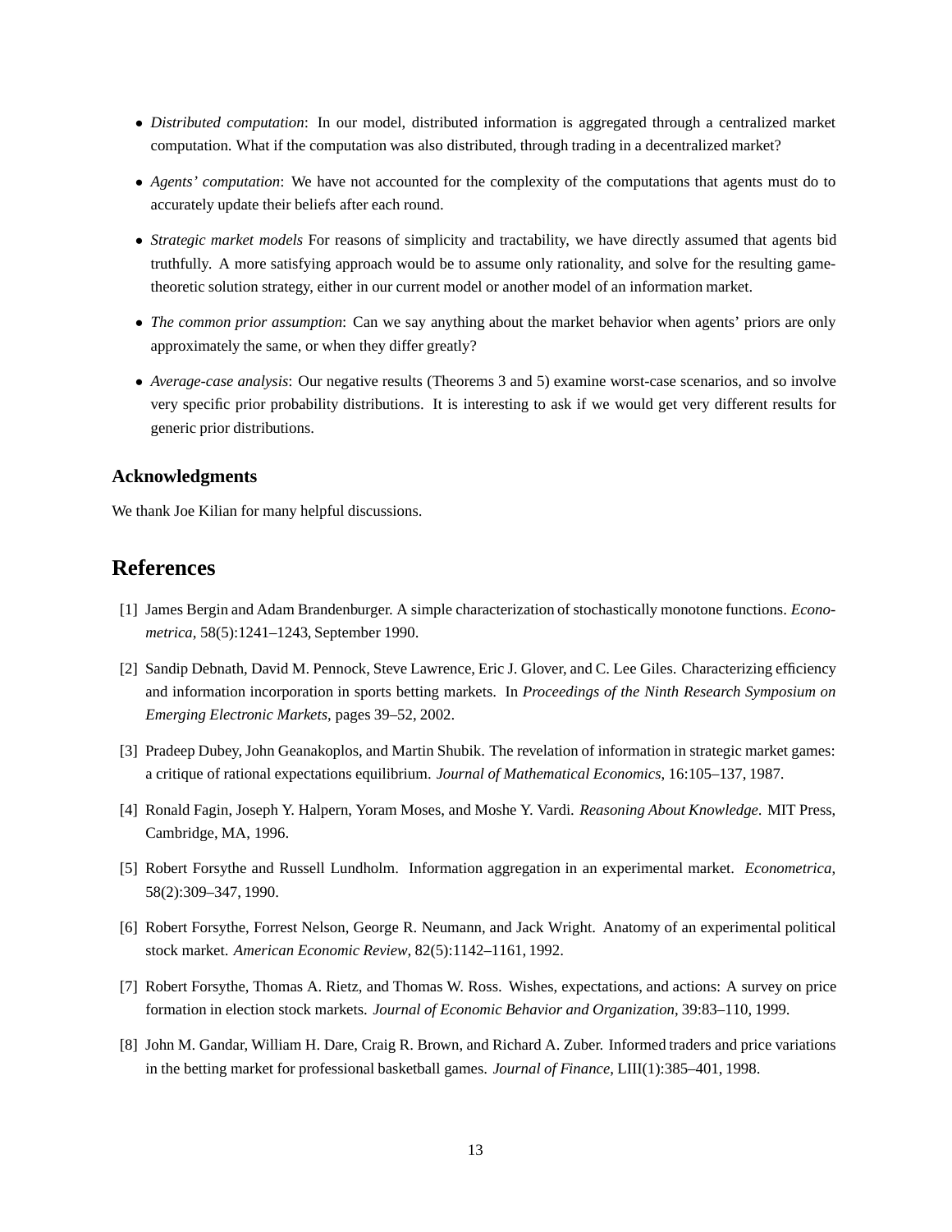- *Distributed computation*: In our model, distributed information is aggregated through a centralized market computation. What if the computation was also distributed, through trading in a decentralized market?
- *Agents' computation*: We have not accounted for the complexity of the computations that agents must do to accurately update their beliefs after each round.
- *Strategic market models* For reasons of simplicity and tractability, we have directly assumed that agents bid truthfully. A more satisfying approach would be to assume only rationality, and solve for the resulting game-theoretic solution strategy, either in our current model or another model of an information market.
- *The common prior assumption*: Can we say anything about the market behavior when agents' priors are only approximately the same, or when they differ greatly?
- *Average-case analysis*: Our negative results (Theorems 3 and 5) examine worst-case scenarios, and so involve very specific prior probability distributions. It is interesting to ask if we would get very different results for generic prior distributions.

### Acknowledgments

We thank Joe Kilian for many helpful discussions.

## References

[1] James Bergin and Adam Brandenburger. A simple characterization of stochastically monotone functions. *Econometrica*, 58(5):1241–1243, September 1990.

[2] Sandip Debnath, David M. Pennock, Steve Lawrence, Eric J. Glover, and C. Lee Giles. Characterizing efficiency and information incorporation in sports betting markets. In *Proceedings of the Ninth Research Symposium on Emerging Electronic Markets*, pages 39–52, 2002.

[3] Pradeep Dubey, John Geanakoplos, and Martin Shubik. The revelation of information in strategic market games: a critique of rational expectations equilibrium. *Journal of Mathematical Economics*, 16:105–137, 1987.

[4] Ronald Fagin, Joseph Y. Halpern, Yoram Moses, and Moshe Y. Vardi. *Reasoning About Knowledge*. MIT Press, Cambridge, MA, 1996.

[5] Robert Forsythe and Russell Lundholm. Information aggregation in an experimental market. *Econometrica*, 58(2):309–347, 1990.

[6] Robert Forsythe, Forrest Nelson, George R. Neumann, and Jack Wright. Anatomy of an experimental political stock market. *American Economic Review*, 82(5):1142–1161, 1992.

[7] Robert Forsythe, Thomas A. Rietz, and Thomas W. Ross. Wishes, expectations, and actions: A survey on price formation in election stock markets. *Journal of Economic Behavior and Organization*, 39:83–110, 1999.

[8] John M. Gandar, William H. Dare, Craig R. Brown, and Richard A. Zuber. Informed traders and price variations in the betting market for professional basketball games. *Journal of Finance*, LIII(1):385–401, 1998.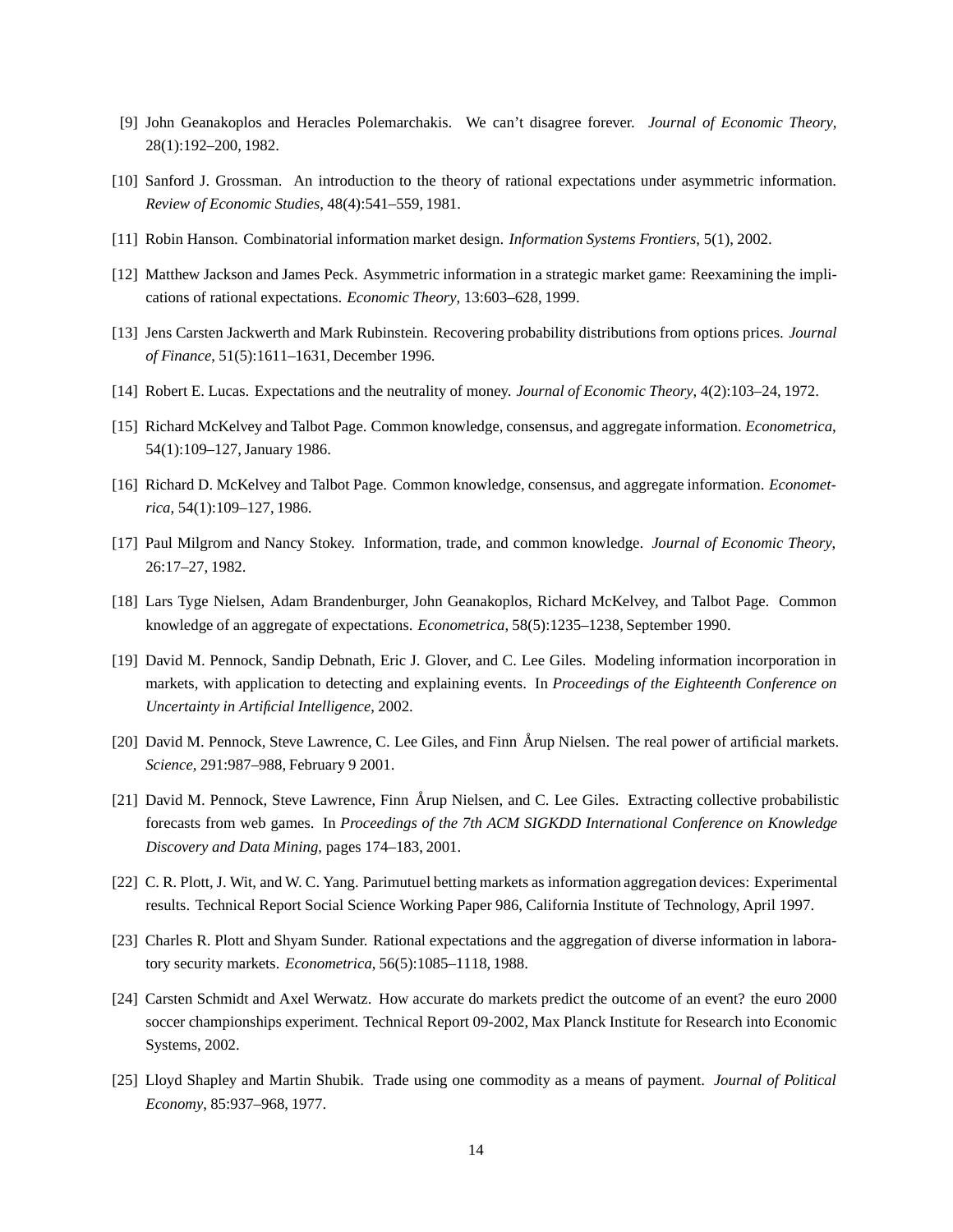[9] John Geanakoplos and Heracles Polemarchakis. We can't disagree forever. *Journal of Economic Theory*, 28(1):192–200, 1982.

[10] Sanford J. Grossman. An introduction to the theory of rational expectations under asymmetric information. *Review of Economic Studies*, 48(4):541–559, 1981.

[11] Robin Hanson. Combinatorial information market design. *Information Systems Frontiers*, 5(1), 2002.

[12] Matthew Jackson and James Peck. Asymmetric information in a strategic market game: Reexamining the implications of rational expectations. *Economic Theory*, 13:603–628, 1999.

[13] Jens Carsten Jackwerth and Mark Rubinstein. Recovering probability distributions from options prices. *Journal of Finance*, 51(5):1611–1631, December 1996.

[14] Robert E. Lucas. Expectations and the neutrality of money. *Journal of Economic Theory*, 4(2):103–24, 1972.

[15] Richard McKelvey and Talbot Page. Common knowledge, consensus, and aggregate information. *Econometrica*, 54(1):109–127, January 1986.

[16] Richard D. McKelvey and Talbot Page. Common knowledge, consensus, and aggregate information. *Econometrica*, 54(1):109–127, 1986.

[17] Paul Milgrom and Nancy Stokey. Information, trade, and common knowledge. *Journal of Economic Theory*, 26:17–27, 1982.

[18] Lars Tyge Nielsen, Adam Brandenburger, John Geanakoplos, Richard McKelvey, and Talbot Page. Common knowledge of an aggregate of expectations. *Econometrica*, 58(5):1235–1238, September 1990.

[19] David M. Pennock, Sandip Debnath, Eric J. Glover, and C. Lee Giles. Modeling information incorporation in markets, with application to detecting and explaining events. In *Proceedings of the Eighteenth Conference on Uncertainty in Artificial Intelligence*, 2002.

[20] David M. Pennock, Steve Lawrence, C. Lee Giles, and Finn Årup Nielsen. The real power of artificial markets. *Science*, 291:987–988, February 9 2001.

[21] David M. Pennock, Steve Lawrence, Finn Årup Nielsen, and C. Lee Giles. Extracting collective probabilistic forecasts from web games. In *Proceedings of the 7th ACM SIGKDD International Conference on Knowledge Discovery and Data Mining*, pages 174–183, 2001.

[22] C. R. Plott, J. Wit, and W. C. Yang. Parimutuel betting markets as information aggregation devices: Experimental results. Technical Report Social Science Working Paper 986, California Institute of Technology, April 1997.

[23] Charles R. Plott and Shyam Sunder. Rational expectations and the aggregation of diverse information in laboratory security markets. *Econometrica*, 56(5):1085–1118, 1988.

[24] Carsten Schmidt and Axel Werwatz. How accurate do markets predict the outcome of an event? the euro 2000 soccer championships experiment. Technical Report 09-2002, Max Planck Institute for Research into Economic Systems, 2002.

[25] Lloyd Shapley and Martin Shubik. Trade using one commodity as a means of payment. *Journal of Political Economy*, 85:937–968, 1977.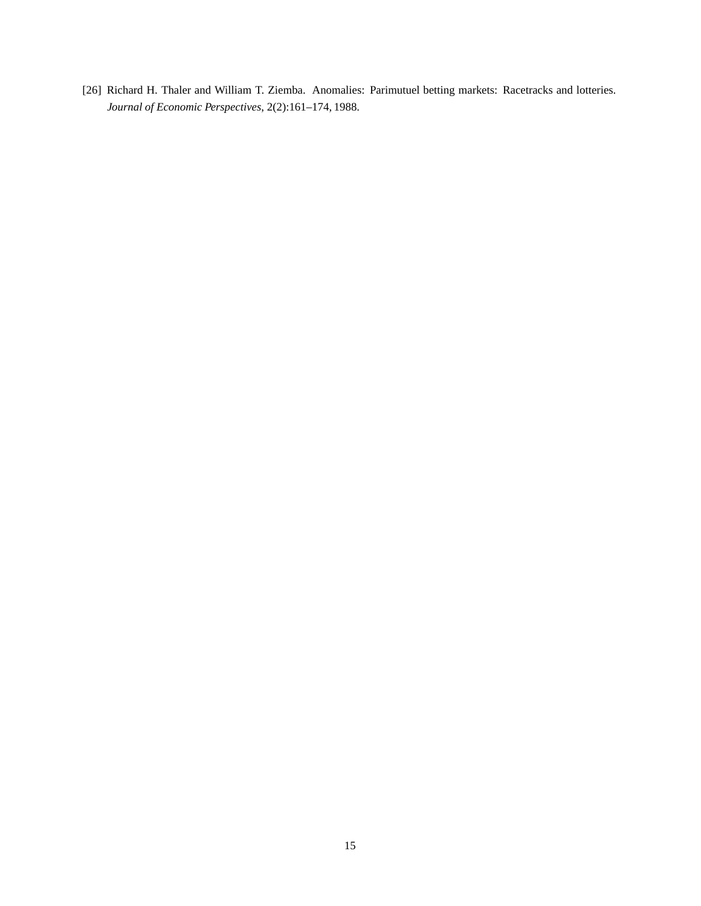[26] Richard H. Thaler and William T. Ziemba. Anomalies: Parimutuel betting markets: Racetracks and lotteries. *Journal of Economic Perspectives*, 2(2):161–174, 1988.